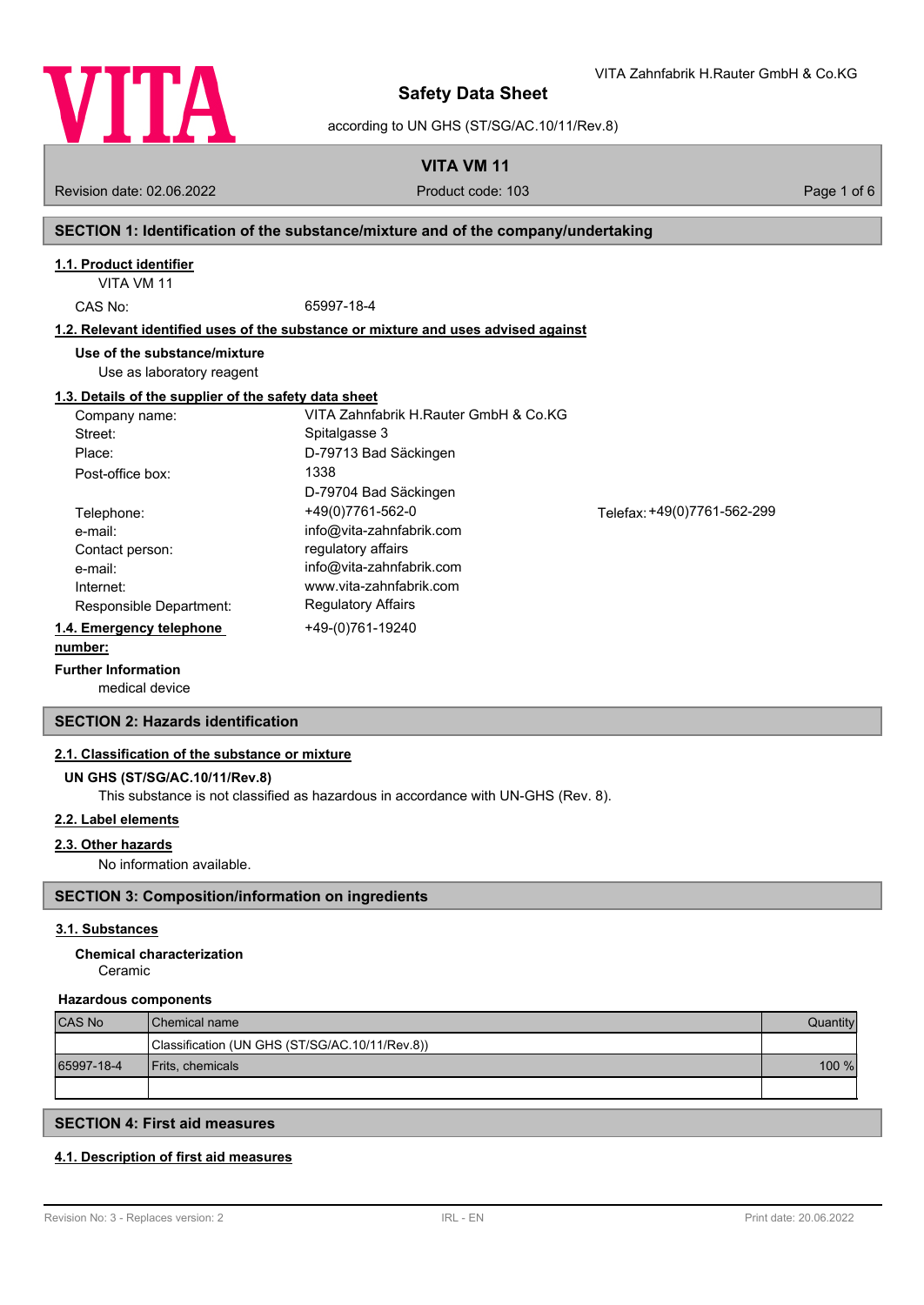# Safety Data Sheet

according to UN GHS (ST/SG/AC.10/11/Rev.8)

VITA Zahnfabrik H.Rauter GmbH & Co.KG

## VITA VM 11

Revision date: 02.06.2022 | Product code: 103

## SECTION 1: Identification of the substance/mixture and of the company/undertaking

### 1.1. Product identifier

VITA VM 11

CAS No: 65997-18-4

### 1.2. Relevant identified uses of the substance or mixture and uses advised against

**Use of the substance/mixture**

Use as laboratory reagent

### 1.3. Details of the supplier of the safety data sheet

| | |
|---|---|
| Company name: | VITA Zahnfabrik H.Rauter GmbH & Co.KG |
| Street: | Spitalgasse 3 |
| Place: | D-79713 Bad Säckingen |
| Post-office box: | 1338 |
| | D-79704 Bad Säckingen |
| Telephone: | +49(0)7761-562-0 |
| Telefax: | +49(0)7761-562-299 |
| e-mail: | info@vita-zahnfabrik.com |
| Contact person: | regulatory affairs |
| e-mail: | info@vita-zahnfabrik.com |
| Internet: | www.vita-zahnfabrik.com |
| Responsible Department: | Regulatory Affairs |

### 1.4. Emergency telephone number:

+49-(0)761-19240

**Further Information**

medical device

## SECTION 2: Hazards identification

### 2.1. Classification of the substance or mixture

**UN GHS (ST/SG/AC.10/11/Rev.8)**

This substance is not classified as hazardous in accordance with UN-GHS (Rev. 8).

### 2.2. Label elements

### 2.3. Other hazards

No information available.

## SECTION 3: Composition/information on ingredients

### 3.1. Substances

**Chemical characterization**

Ceramic

**Hazardous components**

| CAS No | Chemical name | Quantity |
|---|---|---|
| | Classification (UN GHS (ST/SG/AC.10/11/Rev.8)) | |
| 65997-18-4 | Frits, chemicals | 100 % |
| | | |

## SECTION 4: First aid measures

### 4.1. Description of first aid measures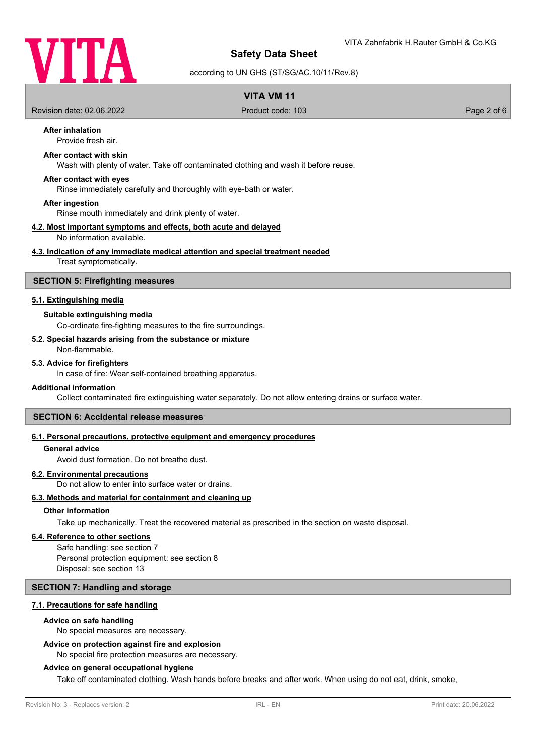**After inhalation**

Provide fresh air.

**After contact with skin**

Wash with plenty of water. Take off contaminated clothing and wash it before reuse.

**After contact with eyes**

Rinse immediately carefully and thoroughly with eye-bath or water.

**After ingestion**

Rinse mouth immediately and drink plenty of water.

**4.2. Most important symptoms and effects, both acute and delayed**

No information available.

**4.3. Indication of any immediate medical attention and special treatment needed**

Treat symptomatically.

## SECTION 5: Firefighting measures

**5.1. Extinguishing media**

**Suitable extinguishing media**

Co-ordinate fire-fighting measures to the fire surroundings.

**5.2. Special hazards arising from the substance or mixture**

Non-flammable.

**5.3. Advice for firefighters**

In case of fire: Wear self-contained breathing apparatus.

**Additional information**

Collect contaminated fire extinguishing water separately. Do not allow entering drains or surface water.

## SECTION 6: Accidental release measures

**6.1. Personal precautions, protective equipment and emergency procedures**

**General advice**

Avoid dust formation. Do not breathe dust.

**6.2. Environmental precautions**

Do not allow to enter into surface water or drains.

**6.3. Methods and material for containment and cleaning up**

**Other information**

Take up mechanically. Treat the recovered material as prescribed in the section on waste disposal.

**6.4. Reference to other sections**

Safe handling: see section 7
Personal protection equipment: see section 8
Disposal: see section 13

## SECTION 7: Handling and storage

**7.1. Precautions for safe handling**

**Advice on safe handling**

No special measures are necessary.

**Advice on protection against fire and explosion**

No special fire protection measures are necessary.

**Advice on general occupational hygiene**

Take off contaminated clothing. Wash hands before breaks and after work. When using do not eat, drink, smoke,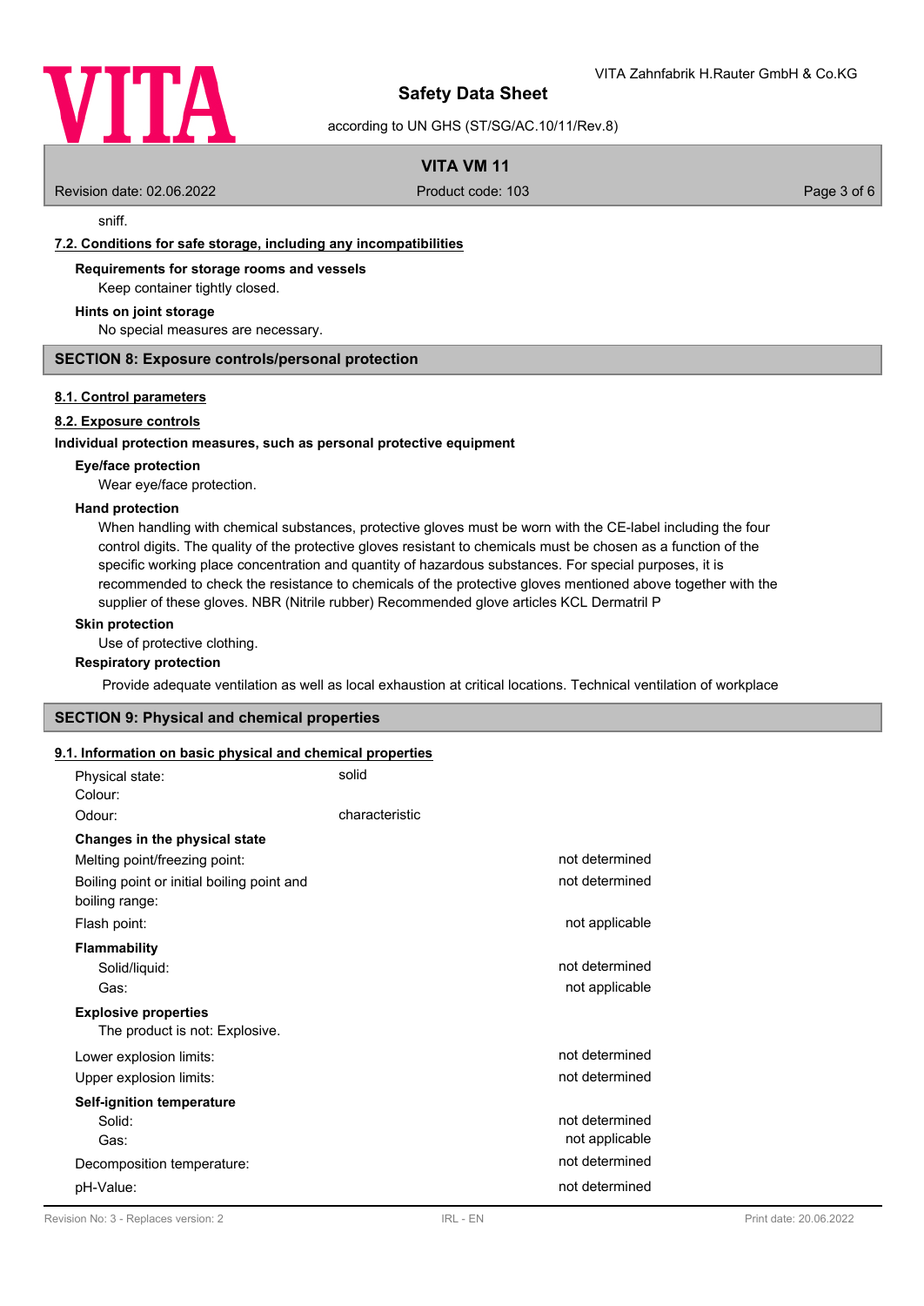sniff.

### 7.2. Conditions for safe storage, including any incompatibilities

**Requirements for storage rooms and vessels**

Keep container tightly closed.

**Hints on joint storage**

No special measures are necessary.

## SECTION 8: Exposure controls/personal protection

### 8.1. Control parameters

### 8.2. Exposure controls

**Individual protection measures, such as personal protective equipment**

**Eye/face protection**

Wear eye/face protection.

**Hand protection**

When handling with chemical substances, protective gloves must be worn with the CE-label including the four control digits. The quality of the protective gloves resistant to chemicals must be chosen as a function of the specific working place concentration and quantity of hazardous substances. For special purposes, it is recommended to check the resistance to chemicals of the protective gloves mentioned above together with the supplier of these gloves. NBR (Nitrile rubber) Recommended glove articles KCL Dermatril P

**Skin protection**

Use of protective clothing.

**Respiratory protection**

Provide adequate ventilation as well as local exhaustion at critical locations. Technical ventilation of workplace

## SECTION 9: Physical and chemical properties

### 9.1. Information on basic physical and chemical properties

| | | |
|---|---|---|
| Physical state: | solid | |
| Colour: | | |
| Odour: | characteristic | |
| **Changes in the physical state** | | |
| Melting point/freezing point: | | not determined |
| Boiling point or initial boiling point and boiling range: | | not determined |
| Flash point: | | not applicable |
| **Flammability** | | |
| Solid/liquid: | | not determined |
| Gas: | | not applicable |
| **Explosive properties** | | |
| The product is not: Explosive. | | |
| Lower explosion limits: | | not determined |
| Upper explosion limits: | | not determined |
| **Self-ignition temperature** | | |
| Solid: | | not determined |
| Gas: | | not applicable |
| Decomposition temperature: | | not determined |
| pH-Value: | | not determined |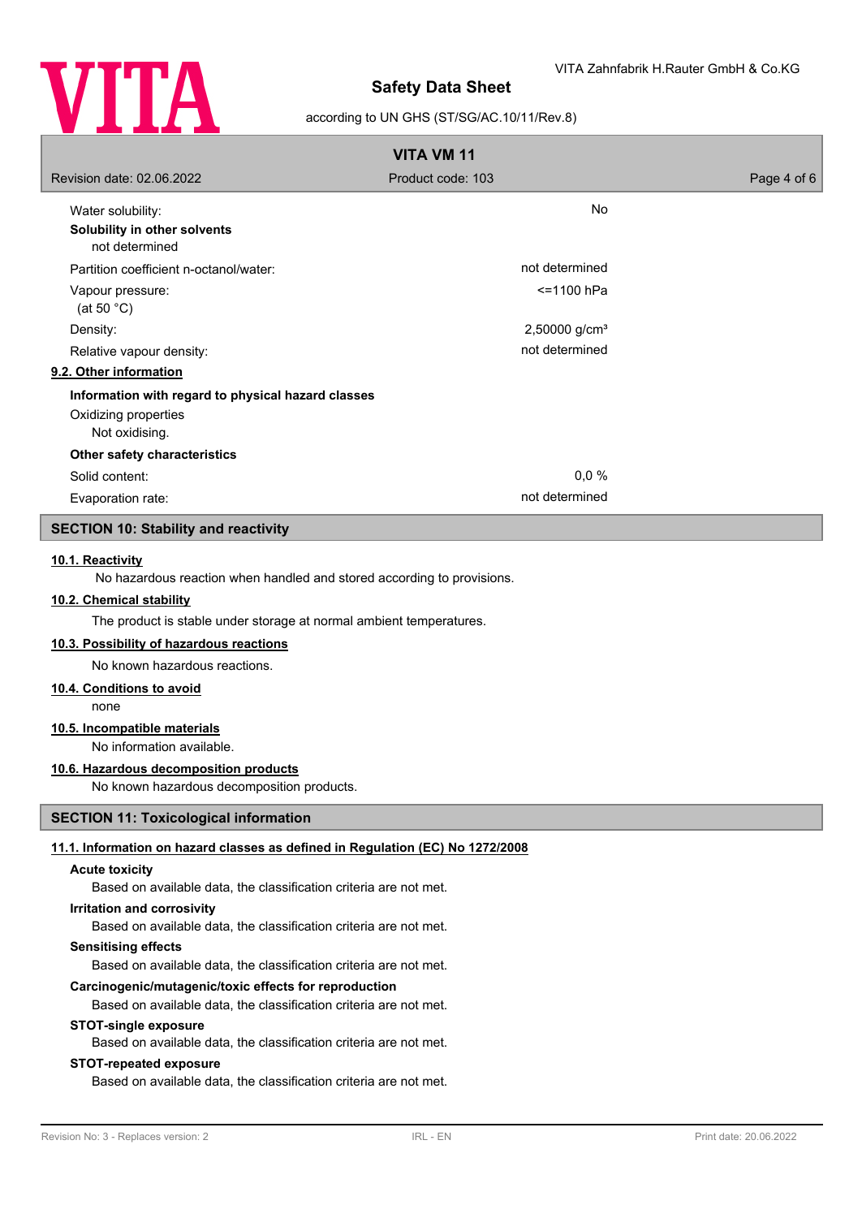| | |
|---|---|
| Water solubility: | No |

**Solubility in other solvents**

not determined

| | |
|---|---|
| Partition coefficient n-octanol/water: | not determined |
| Vapour pressure: (at 50 °C) | <=1100 hPa |
| Density: | 2,50000 g/cm³ |
| Relative vapour density: | not determined |

### 9.2. Other information

**Information with regard to physical hazard classes**

Oxidizing properties

Not oxidising.

**Other safety characteristics**

| | |
|---|---|
| Solid content: | 0,0 % |
| Evaporation rate: | not determined |

## SECTION 10: Stability and reactivity

### 10.1. Reactivity

No hazardous reaction when handled and stored according to provisions.

### 10.2. Chemical stability

The product is stable under storage at normal ambient temperatures.

### 10.3. Possibility of hazardous reactions

No known hazardous reactions.

### 10.4. Conditions to avoid

none

### 10.5. Incompatible materials

No information available.

### 10.6. Hazardous decomposition products

No known hazardous decomposition products.

## SECTION 11: Toxicological information

### 11.1. Information on hazard classes as defined in Regulation (EC) No 1272/2008

**Acute toxicity**

Based on available data, the classification criteria are not met.

**Irritation and corrosivity**

Based on available data, the classification criteria are not met.

**Sensitising effects**

Based on available data, the classification criteria are not met.

**Carcinogenic/mutagenic/toxic effects for reproduction**

Based on available data, the classification criteria are not met.

**STOT-single exposure**

Based on available data, the classification criteria are not met.

**STOT-repeated exposure**

Based on available data, the classification criteria are not met.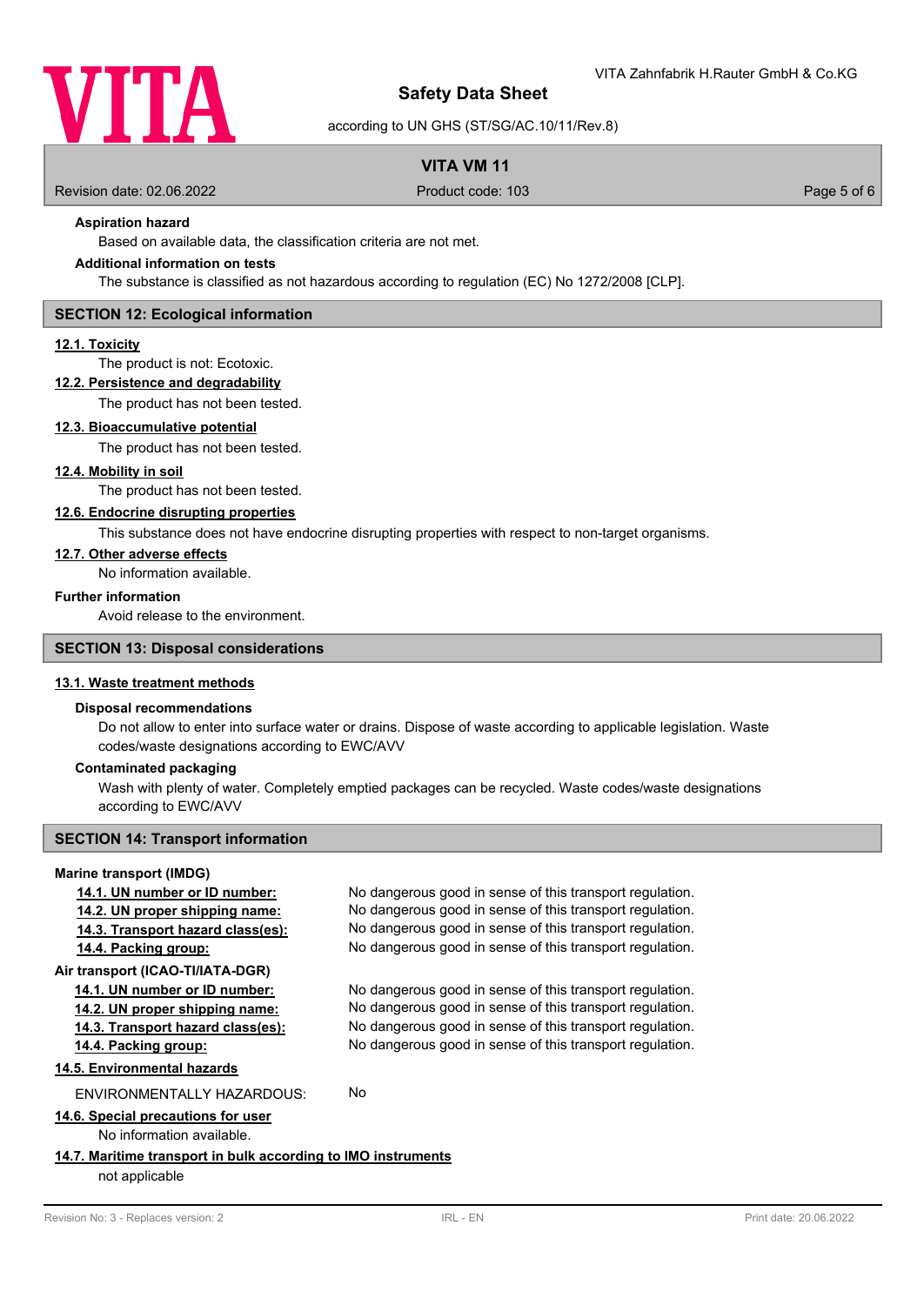**Aspiration hazard**

Based on available data, the classification criteria are not met.

**Additional information on tests**

The substance is classified as not hazardous according to regulation (EC) No 1272/2008 [CLP].

## SECTION 12: Ecological information

**12.1. Toxicity**

The product is not: Ecotoxic.

**12.2. Persistence and degradability**

The product has not been tested.

**12.3. Bioaccumulative potential**

The product has not been tested.

**12.4. Mobility in soil**

The product has not been tested.

**12.6. Endocrine disrupting properties**

This substance does not have endocrine disrupting properties with respect to non-target organisms.

**12.7. Other adverse effects**

No information available.

**Further information**

Avoid release to the environment.

## SECTION 13: Disposal considerations

**13.1. Waste treatment methods**

**Disposal recommendations**

Do not allow to enter into surface water or drains. Dispose of waste according to applicable legislation. Waste codes/waste designations according to EWC/AVV

**Contaminated packaging**

Wash with plenty of water. Completely emptied packages can be recycled. Waste codes/waste designations according to EWC/AVV

## SECTION 14: Transport information

**Marine transport (IMDG)**

| | |
|---|---|
| **14.1. UN number or ID number:** | No dangerous good in sense of this transport regulation. |
| **14.2. UN proper shipping name:** | No dangerous good in sense of this transport regulation. |
| **14.3. Transport hazard class(es):** | No dangerous good in sense of this transport regulation. |
| **14.4. Packing group:** | No dangerous good in sense of this transport regulation. |

**Air transport (ICAO-TI/IATA-DGR)**

| | |
|---|---|
| **14.1. UN number or ID number:** | No dangerous good in sense of this transport regulation. |
| **14.2. UN proper shipping name:** | No dangerous good in sense of this transport regulation. |
| **14.3. Transport hazard class(es):** | No dangerous good in sense of this transport regulation. |
| **14.4. Packing group:** | No dangerous good in sense of this transport regulation. |

**14.5. Environmental hazards**

ENVIRONMENTALLY HAZARDOUS: No

**14.6. Special precautions for user**

No information available.

**14.7. Maritime transport in bulk according to IMO instruments**

not applicable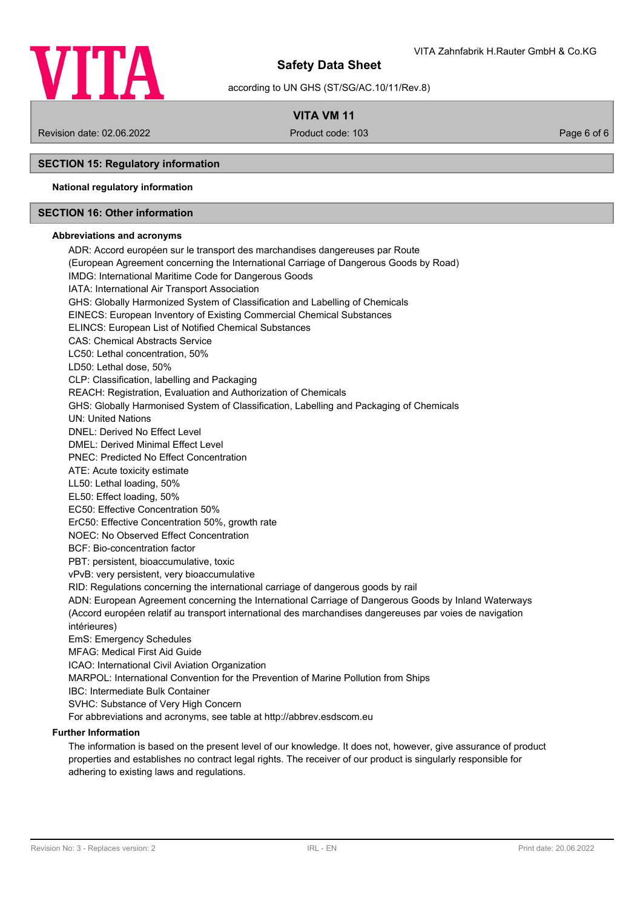## SECTION 15: Regulatory information

**National regulatory information**

## SECTION 16: Other information

**Abbreviations and acronyms**

ADR: Accord européen sur le transport des marchandises dangereuses par Route
(European Agreement concerning the International Carriage of Dangerous Goods by Road)
IMDG: International Maritime Code for Dangerous Goods
IATA: International Air Transport Association
GHS: Globally Harmonized System of Classification and Labelling of Chemicals
EINECS: European Inventory of Existing Commercial Chemical Substances
ELINCS: European List of Notified Chemical Substances
CAS: Chemical Abstracts Service
LC50: Lethal concentration, 50%
LD50: Lethal dose, 50%
CLP: Classification, labelling and Packaging
REACH: Registration, Evaluation and Authorization of Chemicals
GHS: Globally Harmonised System of Classification, Labelling and Packaging of Chemicals
UN: United Nations
DNEL: Derived No Effect Level
DMEL: Derived Minimal Effect Level
PNEC: Predicted No Effect Concentration
ATE: Acute toxicity estimate
LL50: Lethal loading, 50%
EL50: Effect loading, 50%
EC50: Effective Concentration 50%
ErC50: Effective Concentration 50%, growth rate
NOEC: No Observed Effect Concentration
BCF: Bio-concentration factor
PBT: persistent, bioaccumulative, toxic
vPvB: very persistent, very bioaccumulative
RID: Regulations concerning the international carriage of dangerous goods by rail
ADN: European Agreement concerning the International Carriage of Dangerous Goods by Inland Waterways
(Accord européen relatif au transport international des marchandises dangereuses par voies de navigation intérieures)
EmS: Emergency Schedules
MFAG: Medical First Aid Guide
ICAO: International Civil Aviation Organization
MARPOL: International Convention for the Prevention of Marine Pollution from Ships
IBC: Intermediate Bulk Container
SVHC: Substance of Very High Concern
For abbreviations and acronyms, see table at http://abbrev.esdscom.eu

**Further Information**

The information is based on the present level of our knowledge. It does not, however, give assurance of product properties and establishes no contract legal rights. The receiver of our product is singularly responsible for adhering to existing laws and regulations.